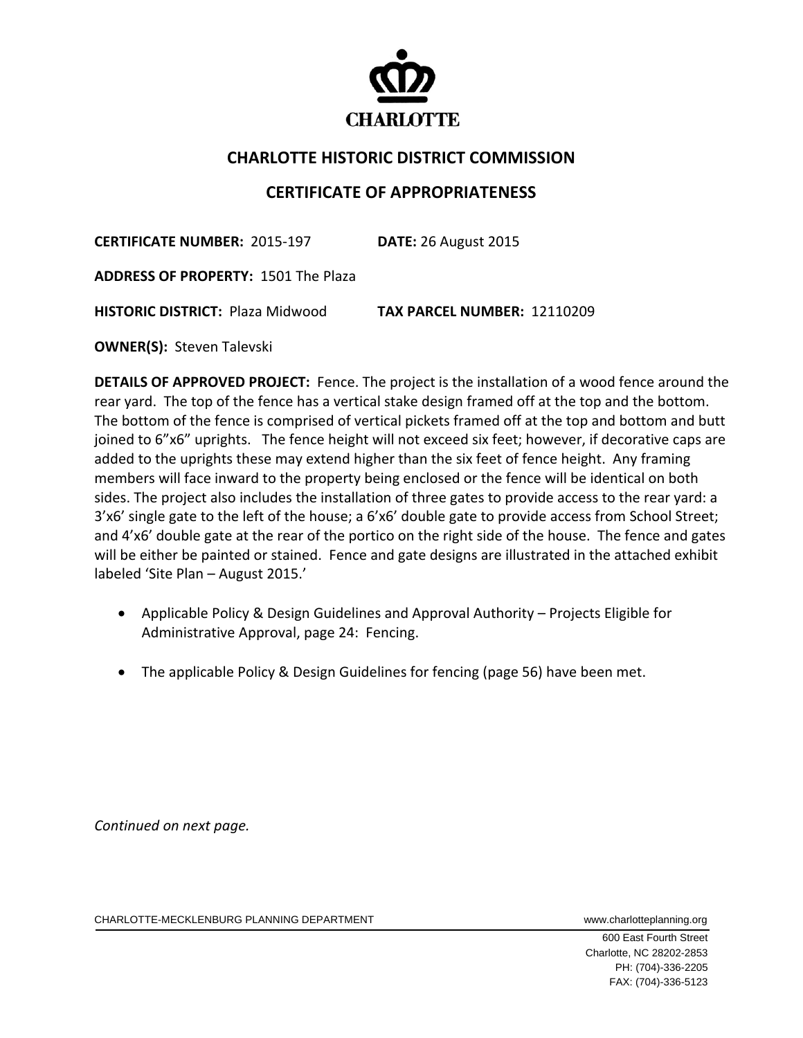CHARLOTTE

## CHARLOTTE HISTORIC DISTRICT COMMISSION

## CERTIFICATE OF APPROPRIATENESS

**CERTIFICATE NUMBER:** 2015-197 **DATE:** 26 August 2015

**ADDRESS OF PROPERTY:** 1501 The Plaza

**HISTORIC DISTRICT:** Plaza Midwood **TAX PARCEL NUMBER:** 12110209

**OWNER(S):** Steven Talevski

**DETAILS OF APPROVED PROJECT:** Fence. The project is the installation of a wood fence around the rear yard. The top of the fence has a vertical stake design framed off at the top and the bottom. The bottom of the fence is comprised of vertical pickets framed off at the top and bottom and butt joined to 6"x6" uprights. The fence height will not exceed six feet; however, if decorative caps are added to the uprights these may extend higher than the six feet of fence height. Any framing members will face inward to the property being enclosed or the fence will be identical on both sides. The project also includes the installation of three gates to provide access to the rear yard: a 3'x6' single gate to the left of the house; a 6'x6' double gate to provide access from School Street; and 4'x6' double gate at the rear of the portico on the right side of the house. The fence and gates will be either be painted or stained. Fence and gate designs are illustrated in the attached exhibit labeled 'Site Plan – August 2015.'

- Applicable Policy & Design Guidelines and Approval Authority – Projects Eligible for Administrative Approval, page 24: Fencing.
- The applicable Policy & Design Guidelines for fencing (page 56) have been met.

*Continued on next page.*

CHARLOTTE-MECKLENBURG PLANNING DEPARTMENT www.charlotteplanning.org

600 East Fourth Street
Charlotte, NC 28202-2853
PH: (704)-336-2205
FAX: (704)-336-5123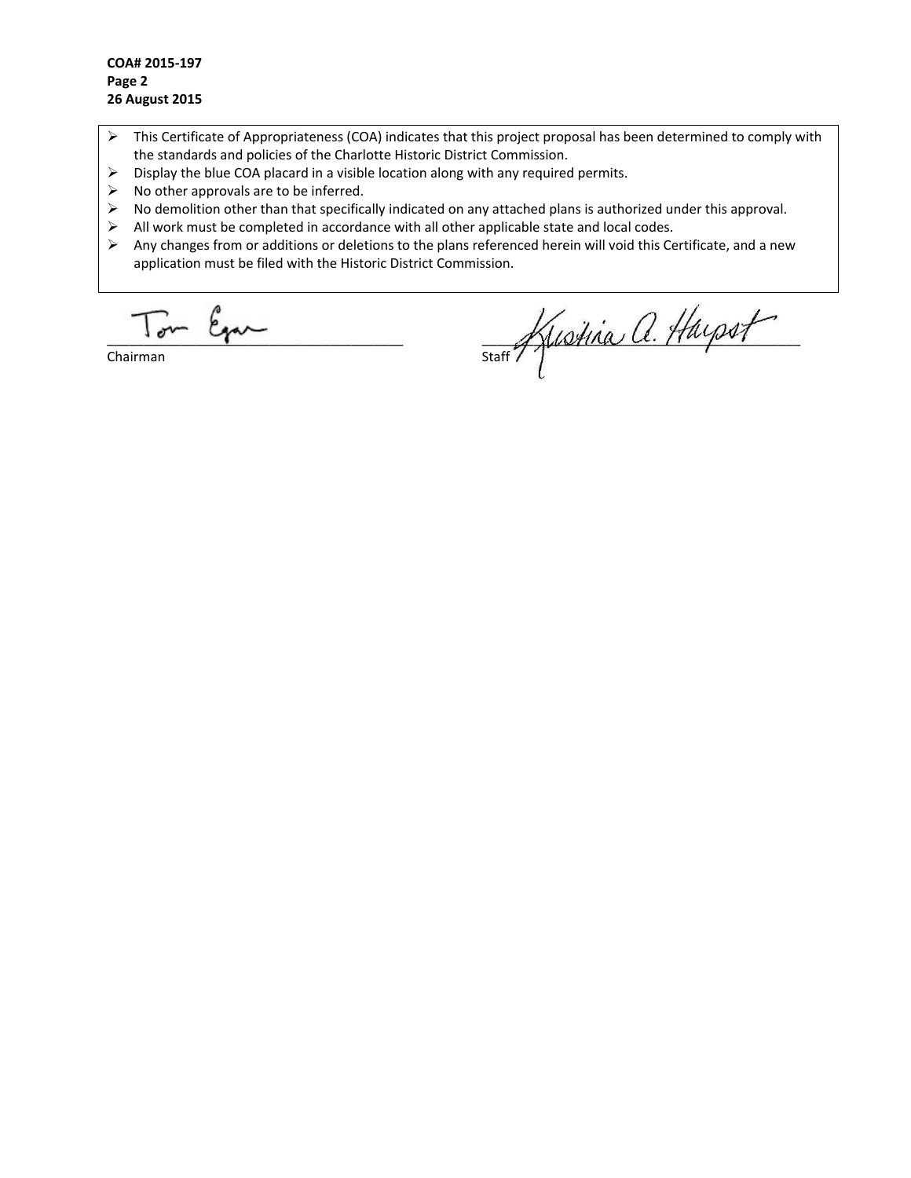**COA# 2015-197**
**Page 2**
**26 August 2015**

- This Certificate of Appropriateness (COA) indicates that this project proposal has been determined to comply with the standards and policies of the Charlotte Historic District Commission.
- Display the blue COA placard in a visible location along with any required permits.
- No other approvals are to be inferred.
- No demolition other than that specifically indicated on any attached plans is authorized under this approval.
- All work must be completed in accordance with all other applicable state and local codes.
- Any changes from or additions or deletions to the plans referenced herein will void this Certificate, and a new application must be filed with the Historic District Commission.

Tom Egan
Chairman

Kristina A. Harpst
Staff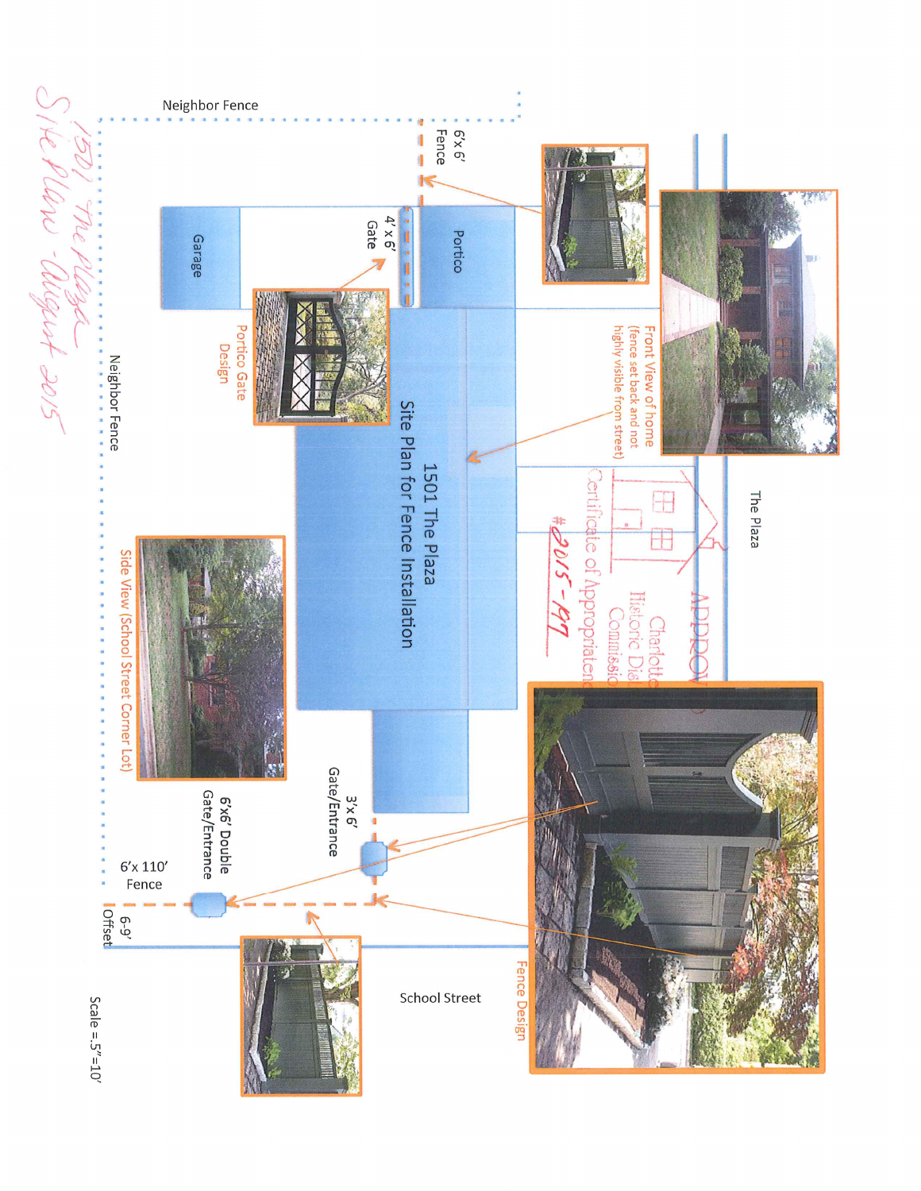# 1501 The Plaza

## Site Plan for Fence Installation

Neighbor Fence

6'x 6' Fence

4' x 6' Gate

Portico

Garage

Portico Gate Design

Front View of home (fence set back and not highly visible from street)

The Plaza

APPROVED

Charlotte Historic District Commission

Certificate of Appropriateness

#2015-197

Neighbor Fence

Side View (School Street Corner Lot)

3'x 6' Gate/Entrance

6'x6' Double Gate/Entrance

6'x 110' Fence

6-9' Offset

School Street

Fence Design

Scale =.5"=10'

1501 The Plaza
Site Plan - August 2015